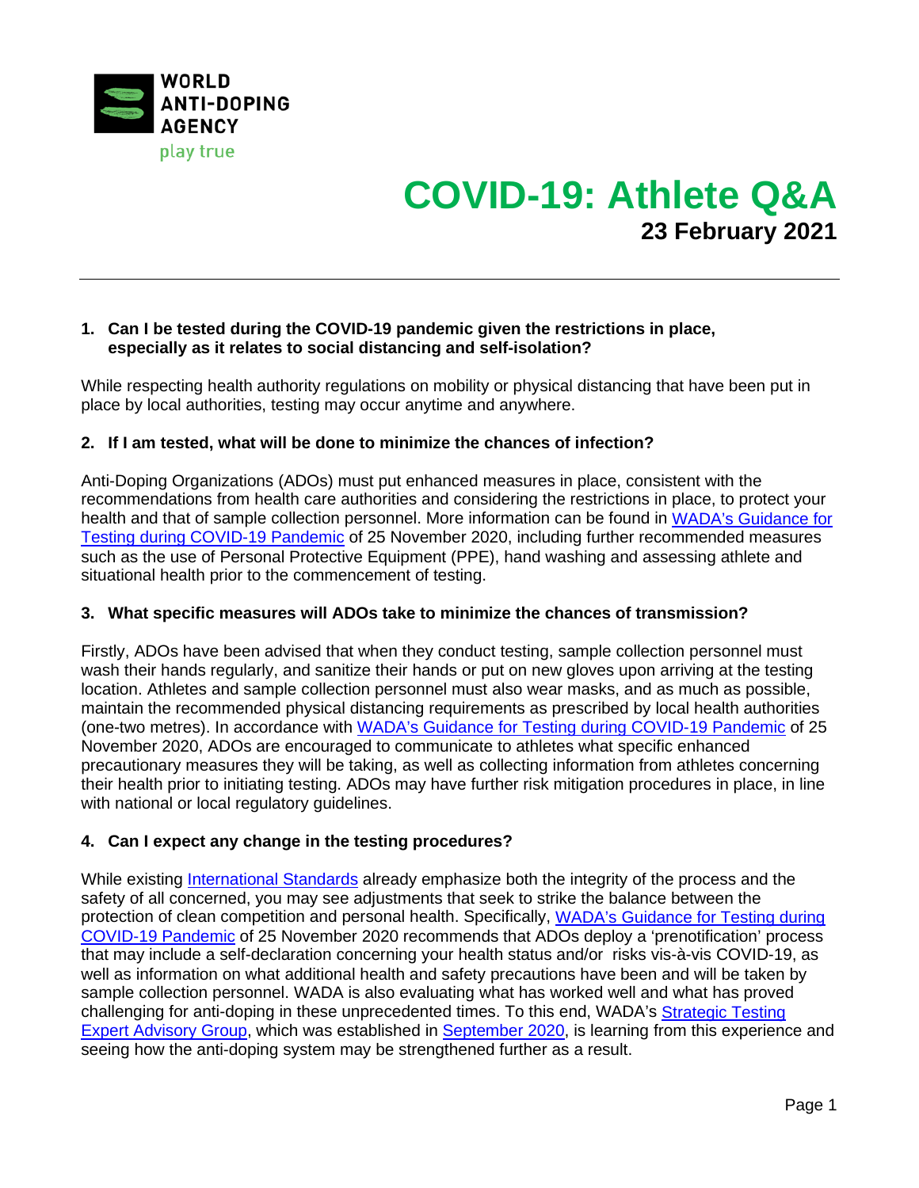WORLD ANTI-DOPING AGENCY

play true

# COVID-19: Athlete Q&A

## 23 February 2021

---

### 1. Can I be tested during the COVID-19 pandemic given the restrictions in place, especially as it relates to social distancing and self-isolation?

While respecting health authority regulations on mobility or physical distancing that have been put in place by local authorities, testing may occur anytime and anywhere.

### 2. If I am tested, what will be done to minimize the chances of infection?

Anti-Doping Organizations (ADOs) must put enhanced measures in place, consistent with the recommendations from health care authorities and considering the restrictions in place, to protect your health and that of sample collection personnel. More information can be found in WADA's Guidance for Testing during COVID-19 Pandemic of 25 November 2020, including further recommended measures such as the use of Personal Protective Equipment (PPE), hand washing and assessing athlete and situational health prior to the commencement of testing.

### 3. What specific measures will ADOs take to minimize the chances of transmission?

Firstly, ADOs have been advised that when they conduct testing, sample collection personnel must wash their hands regularly, and sanitize their hands or put on new gloves upon arriving at the testing location. Athletes and sample collection personnel must also wear masks, and as much as possible, maintain the recommended physical distancing requirements as prescribed by local health authorities (one-two metres). In accordance with WADA's Guidance for Testing during COVID-19 Pandemic of 25 November 2020, ADOs are encouraged to communicate to athletes what specific enhanced precautionary measures they will be taking, as well as collecting information from athletes concerning their health prior to initiating testing. ADOs may have further risk mitigation procedures in place, in line with national or local regulatory guidelines.

### 4. Can I expect any change in the testing procedures?

While existing International Standards already emphasize both the integrity of the process and the safety of all concerned, you may see adjustments that seek to strike the balance between the protection of clean competition and personal health. Specifically, WADA's Guidance for Testing during COVID-19 Pandemic of 25 November 2020 recommends that ADOs deploy a 'prenotification' process that may include a self-declaration concerning your health status and/or risks vis-à-vis COVID-19, as well as information on what additional health and safety precautions have been and will be taken by sample collection personnel. WADA is also evaluating what has worked well and what has proved challenging for anti-doping in these unprecedented times. To this end, WADA's Strategic Testing Expert Advisory Group, which was established in September 2020, is learning from this experience and seeing how the anti-doping system may be strengthened further as a result.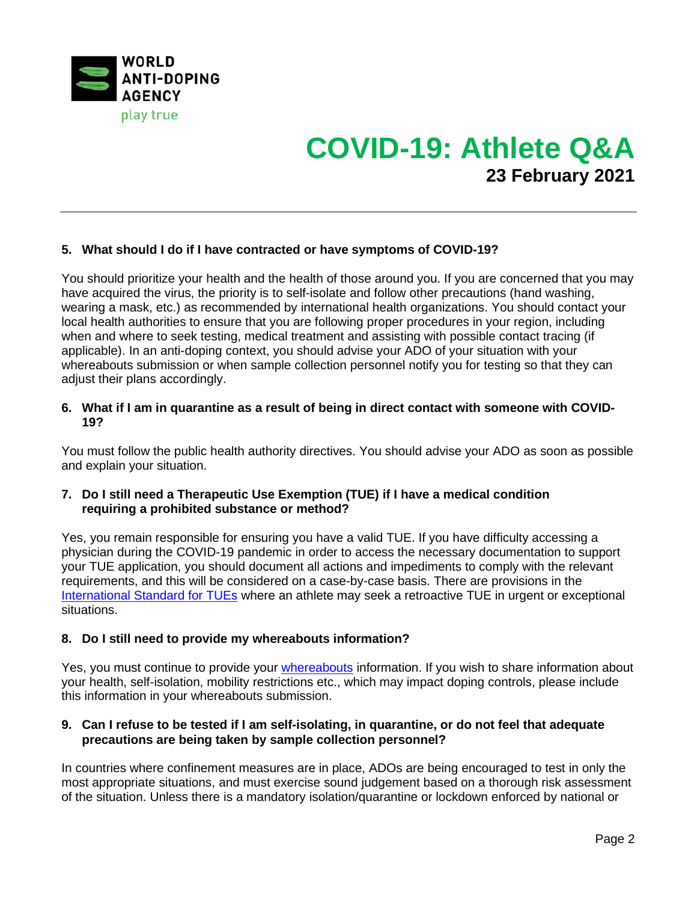**5. What should I do if I have contracted or have symptoms of COVID-19?**

You should prioritize your health and the health of those around you. If you are concerned that you may have acquired the virus, the priority is to self-isolate and follow other precautions (hand washing, wearing a mask, etc.) as recommended by international health organizations. You should contact your local health authorities to ensure that you are following proper procedures in your region, including when and where to seek testing, medical treatment and assisting with possible contact tracing (if applicable). In an anti-doping context, you should advise your ADO of your situation with your whereabouts submission or when sample collection personnel notify you for testing so that they can adjust their plans accordingly.

**6. What if I am in quarantine as a result of being in direct contact with someone with COVID-19?**

You must follow the public health authority directives. You should advise your ADO as soon as possible and explain your situation.

**7. Do I still need a Therapeutic Use Exemption (TUE) if I have a medical condition requiring a prohibited substance or method?**

Yes, you remain responsible for ensuring you have a valid TUE. If you have difficulty accessing a physician during the COVID-19 pandemic in order to access the necessary documentation to support your TUE application, you should document all actions and impediments to comply with the relevant requirements, and this will be considered on a case-by-case basis. There are provisions in the International Standard for TUEs where an athlete may seek a retroactive TUE in urgent or exceptional situations.

**8. Do I still need to provide my whereabouts information?**

Yes, you must continue to provide your whereabouts information. If you wish to share information about your health, self-isolation, mobility restrictions etc., which may impact doping controls, please include this information in your whereabouts submission.

**9. Can I refuse to be tested if I am self-isolating, in quarantine, or do not feel that adequate precautions are being taken by sample collection personnel?**

In countries where confinement measures are in place, ADOs are being encouraged to test in only the most appropriate situations, and must exercise sound judgement based on a thorough risk assessment of the situation. Unless there is a mandatory isolation/quarantine or lockdown enforced by national or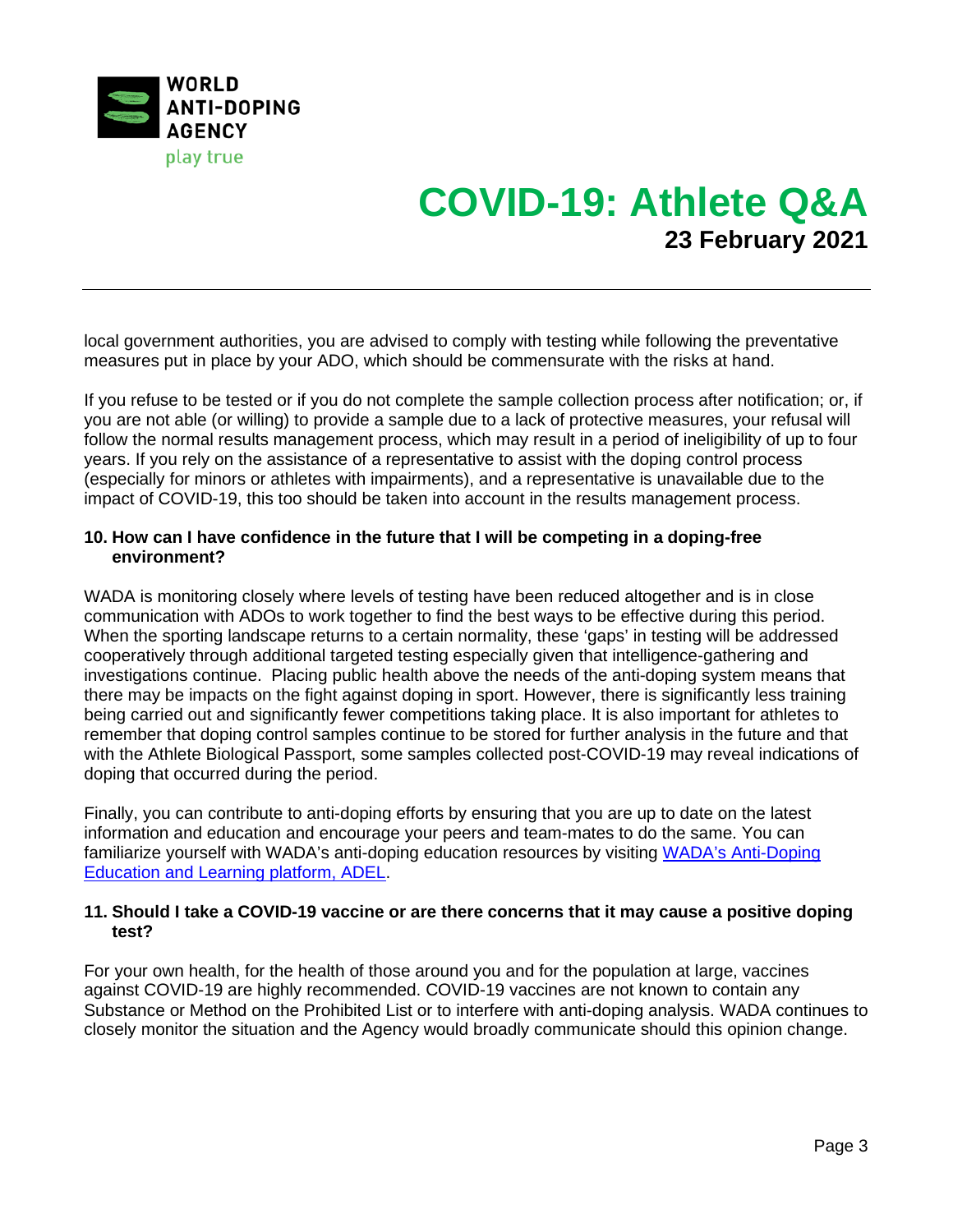local government authorities, you are advised to comply with testing while following the preventative measures put in place by your ADO, which should be commensurate with the risks at hand.

If you refuse to be tested or if you do not complete the sample collection process after notification; or, if you are not able (or willing) to provide a sample due to a lack of protective measures, your refusal will follow the normal results management process, which may result in a period of ineligibility of up to four years. If you rely on the assistance of a representative to assist with the doping control process (especially for minors or athletes with impairments), and a representative is unavailable due to the impact of COVID-19, this too should be taken into account in the results management process.

**10. How can I have confidence in the future that I will be competing in a doping-free environment?**

WADA is monitoring closely where levels of testing have been reduced altogether and is in close communication with ADOs to work together to find the best ways to be effective during this period. When the sporting landscape returns to a certain normality, these 'gaps' in testing will be addressed cooperatively through additional targeted testing especially given that intelligence-gathering and investigations continue. Placing public health above the needs of the anti-doping system means that there may be impacts on the fight against doping in sport. However, there is significantly less training being carried out and significantly fewer competitions taking place. It is also important for athletes to remember that doping control samples continue to be stored for further analysis in the future and that with the Athlete Biological Passport, some samples collected post-COVID-19 may reveal indications of doping that occurred during the period.

Finally, you can contribute to anti-doping efforts by ensuring that you are up to date on the latest information and education and encourage your peers and team-mates to do the same. You can familiarize yourself with WADA's anti-doping education resources by visiting [WADA's Anti-Doping Education and Learning platform, ADEL](#).

**11. Should I take a COVID-19 vaccine or are there concerns that it may cause a positive doping test?**

For your own health, for the health of those around you and for the population at large, vaccines against COVID-19 are highly recommended. COVID-19 vaccines are not known to contain any Substance or Method on the Prohibited List or to interfere with anti-doping analysis. WADA continues to closely monitor the situation and the Agency would broadly communicate should this opinion change.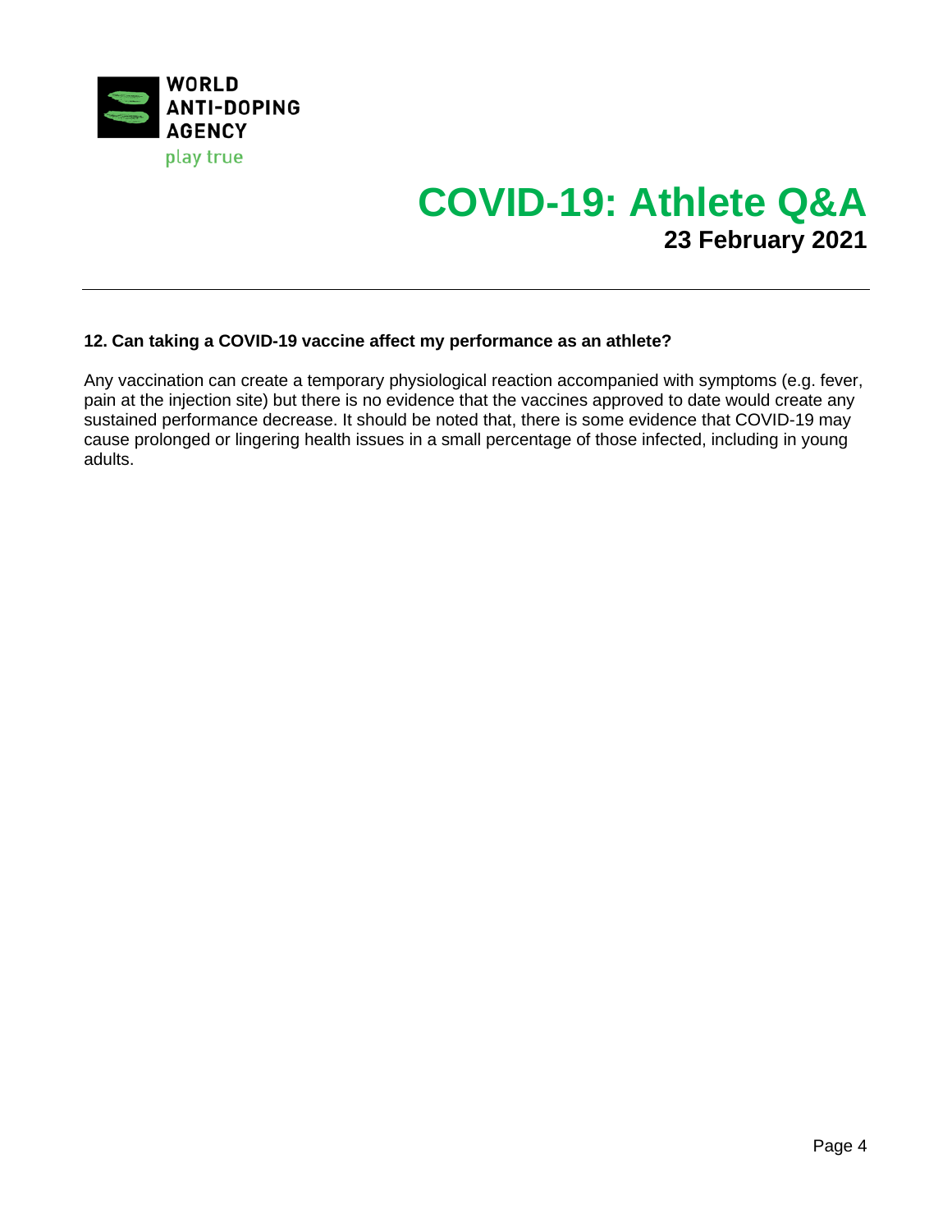### 12. Can taking a COVID-19 vaccine affect my performance as an athlete?

Any vaccination can create a temporary physiological reaction accompanied with symptoms (e.g. fever, pain at the injection site) but there is no evidence that the vaccines approved to date would create any sustained performance decrease. It should be noted that, there is some evidence that COVID-19 may cause prolonged or lingering health issues in a small percentage of those infected, including in young adults.